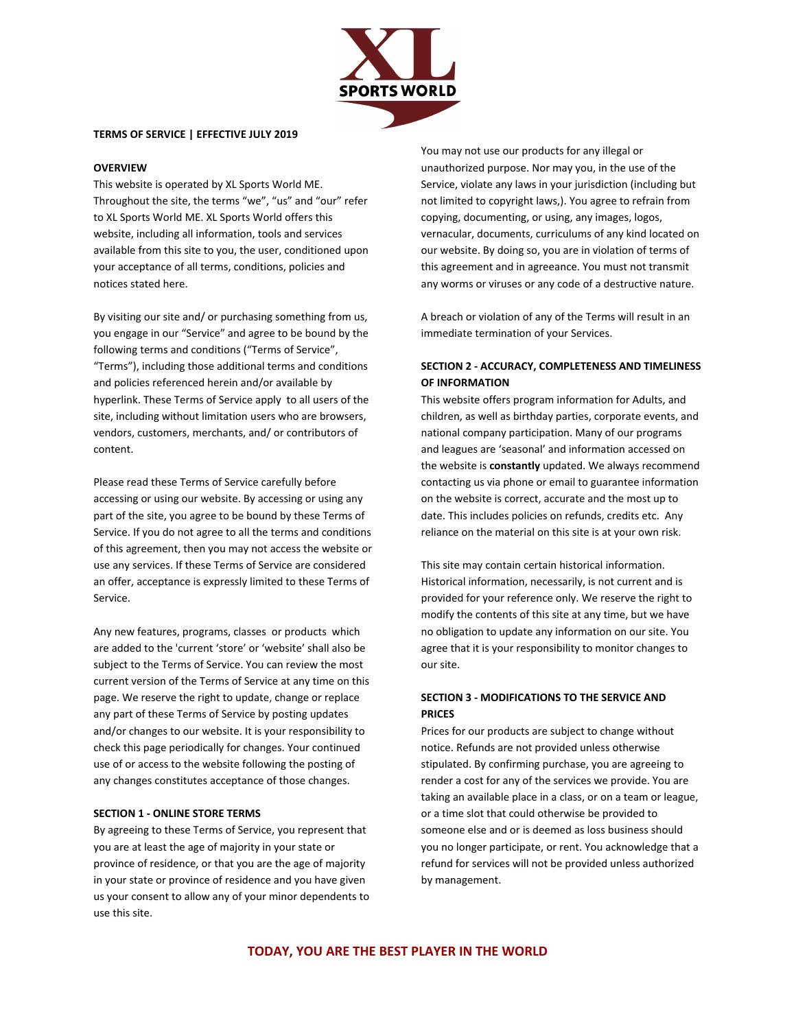**TERMS OF SERVICE | EFFECTIVE JULY 2019**

**OVERVIEW**

This website is operated by XL Sports World ME. Throughout the site, the terms "we", "us" and "our" refer to XL Sports World ME. XL Sports World offers this website, including all information, tools and services available from this site to you, the user, conditioned upon your acceptance of all terms, conditions, policies and notices stated here.

By visiting our site and/ or purchasing something from us, you engage in our "Service" and agree to be bound by the following terms and conditions ("Terms of Service", "Terms"), including those additional terms and conditions and policies referenced herein and/or available by hyperlink. These Terms of Service apply to all users of the site, including without limitation users who are browsers, vendors, customers, merchants, and/ or contributors of content.

Please read these Terms of Service carefully before accessing or using our website. By accessing or using any part of the site, you agree to be bound by these Terms of Service. If you do not agree to all the terms and conditions of this agreement, then you may not access the website or use any services. If these Terms of Service are considered an offer, acceptance is expressly limited to these Terms of Service.

Any new features, programs, classes or products which are added to the 'current 'store' or 'website' shall also be subject to the Terms of Service. You can review the most current version of the Terms of Service at any time on this page. We reserve the right to update, change or replace any part of these Terms of Service by posting updates and/or changes to our website. It is your responsibility to check this page periodically for changes. Your continued use of or access to the website following the posting of any changes constitutes acceptance of those changes.

**SECTION 1 - ONLINE STORE TERMS**

By agreeing to these Terms of Service, you represent that you are at least the age of majority in your state or province of residence, or that you are the age of majority in your state or province of residence and you have given us your consent to allow any of your minor dependents to use this site.

You may not use our products for any illegal or unauthorized purpose. Nor may you, in the use of the Service, violate any laws in your jurisdiction (including but not limited to copyright laws,). You agree to refrain from copying, documenting, or using, any images, logos, vernacular, documents, curriculums of any kind located on our website. By doing so, you are in violation of terms of this agreement and in agreeance. You must not transmit any worms or viruses or any code of a destructive nature.

A breach or violation of any of the Terms will result in an immediate termination of your Services.

**SECTION 2 - ACCURACY, COMPLETENESS AND TIMELINESS OF INFORMATION**

This website offers program information for Adults, and children, as well as birthday parties, corporate events, and national company participation. Many of our programs and leagues are 'seasonal' and information accessed on the website is **constantly** updated. We always recommend contacting us via phone or email to guarantee information on the website is correct, accurate and the most up to date. This includes policies on refunds, credits etc. Any reliance on the material on this site is at your own risk.

This site may contain certain historical information. Historical information, necessarily, is not current and is provided for your reference only. We reserve the right to modify the contents of this site at any time, but we have no obligation to update any information on our site. You agree that it is your responsibility to monitor changes to our site.

**SECTION 3 - MODIFICATIONS TO THE SERVICE AND PRICES**

Prices for our products are subject to change without notice. Refunds are not provided unless otherwise stipulated. By confirming purchase, you are agreeing to render a cost for any of the services we provide. You are taking an available place in a class, or on a team or league, or a time slot that could otherwise be provided to someone else and or is deemed as loss business should you no longer participate, or rent. You acknowledge that a refund for services will not be provided unless authorized by management.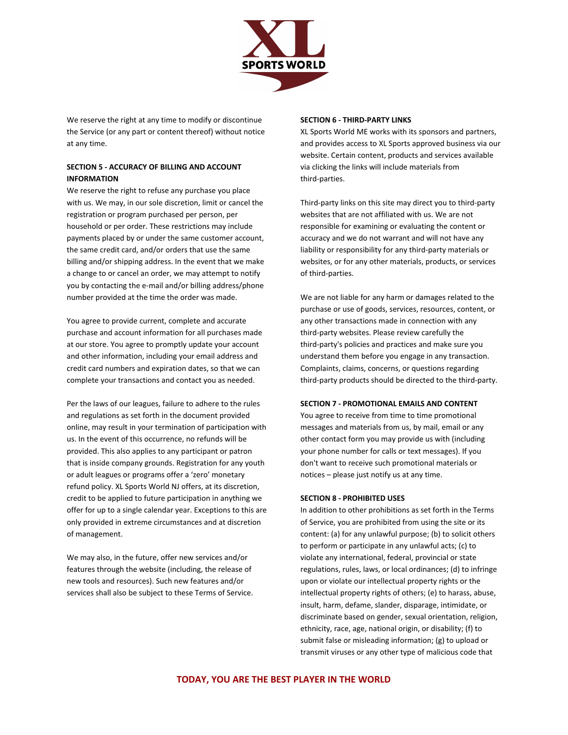We reserve the right at any time to modify or discontinue the Service (or any part or content thereof) without notice at any time.

**SECTION 5 - ACCURACY OF BILLING AND ACCOUNT INFORMATION**

We reserve the right to refuse any purchase you place with us. We may, in our sole discretion, limit or cancel the registration or program purchased per person, per household or per order. These restrictions may include payments placed by or under the same customer account, the same credit card, and/or orders that use the same billing and/or shipping address. In the event that we make a change to or cancel an order, we may attempt to notify you by contacting the e-mail and/or billing address/phone number provided at the time the order was made.

You agree to provide current, complete and accurate purchase and account information for all purchases made at our store. You agree to promptly update your account and other information, including your email address and credit card numbers and expiration dates, so that we can complete your transactions and contact you as needed.

Per the laws of our leagues, failure to adhere to the rules and regulations as set forth in the document provided online, may result in your termination of participation with us. In the event of this occurrence, no refunds will be provided. This also applies to any participant or patron that is inside company grounds. Registration for any youth or adult leagues or programs offer a 'zero' monetary refund policy. XL Sports World NJ offers, at its discretion, credit to be applied to future participation in anything we offer for up to a single calendar year. Exceptions to this are only provided in extreme circumstances and at discretion of management.

We may also, in the future, offer new services and/or features through the website (including, the release of new tools and resources). Such new features and/or services shall also be subject to these Terms of Service.

**SECTION 6 - THIRD-PARTY LINKS**

XL Sports World ME works with its sponsors and partners, and provides access to XL Sports approved business via our website. Certain content, products and services available via clicking the links will include materials from third-parties.

Third-party links on this site may direct you to third-party websites that are not affiliated with us. We are not responsible for examining or evaluating the content or accuracy and we do not warrant and will not have any liability or responsibility for any third-party materials or websites, or for any other materials, products, or services of third-parties.

We are not liable for any harm or damages related to the purchase or use of goods, services, resources, content, or any other transactions made in connection with any third-party websites. Please review carefully the third-party's policies and practices and make sure you understand them before you engage in any transaction. Complaints, claims, concerns, or questions regarding third-party products should be directed to the third-party.

**SECTION 7 - PROMOTIONAL EMAILS AND CONTENT**

You agree to receive from time to time promotional messages and materials from us, by mail, email or any other contact form you may provide us with (including your phone number for calls or text messages). If you don't want to receive such promotional materials or notices – please just notify us at any time.

**SECTION 8 - PROHIBITED USES**

In addition to other prohibitions as set forth in the Terms of Service, you are prohibited from using the site or its content: (a) for any unlawful purpose; (b) to solicit others to perform or participate in any unlawful acts; (c) to violate any international, federal, provincial or state regulations, rules, laws, or local ordinances; (d) to infringe upon or violate our intellectual property rights or the intellectual property rights of others; (e) to harass, abuse, insult, harm, defame, slander, disparage, intimidate, or discriminate based on gender, sexual orientation, religion, ethnicity, race, age, national origin, or disability; (f) to submit false or misleading information; (g) to upload or transmit viruses or any other type of malicious code that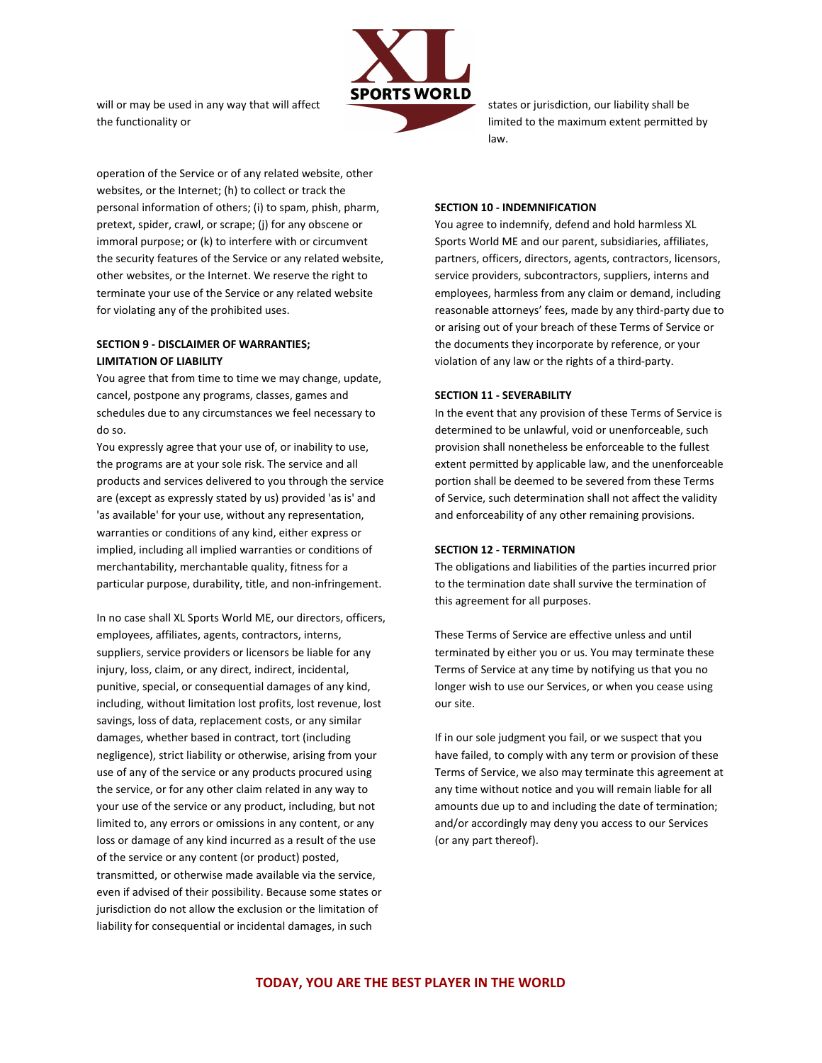will or may be used in any way that will affect the functionality or operation of the Service or of any related website, other websites, or the Internet; (h) to collect or track the personal information of others; (i) to spam, phish, pharm, pretext, spider, crawl, or scrape; (j) for any obscene or immoral purpose; or (k) to interfere with or circumvent the security features of the Service or any related website, other websites, or the Internet. We reserve the right to terminate your use of the Service or any related website for violating any of the prohibited uses.

**SECTION 9 - DISCLAIMER OF WARRANTIES; LIMITATION OF LIABILITY**

You agree that from time to time we may change, update, cancel, postpone any programs, classes, games and schedules due to any circumstances we feel necessary to do so.

You expressly agree that your use of, or inability to use, the programs are at your sole risk. The service and all products and services delivered to you through the service are (except as expressly stated by us) provided 'as is' and 'as available' for your use, without any representation, warranties or conditions of any kind, either express or implied, including all implied warranties or conditions of merchantability, merchantable quality, fitness for a particular purpose, durability, title, and non-infringement.

In no case shall XL Sports World ME, our directors, officers, employees, affiliates, agents, contractors, interns, suppliers, service providers or licensors be liable for any injury, loss, claim, or any direct, indirect, incidental, punitive, special, or consequential damages of any kind, including, without limitation lost profits, lost revenue, lost savings, loss of data, replacement costs, or any similar damages, whether based in contract, tort (including negligence), strict liability or otherwise, arising from your use of any of the service or any products procured using the service, or for any other claim related in any way to your use of the service or any product, including, but not limited to, any errors or omissions in any content, or any loss or damage of any kind incurred as a result of the use of the service or any content (or product) posted, transmitted, or otherwise made available via the service, even if advised of their possibility. Because some states or jurisdiction do not allow the exclusion or the limitation of liability for consequential or incidental damages, in such states or jurisdiction, our liability shall be limited to the maximum extent permitted by law.

**SECTION 10 - INDEMNIFICATION**

You agree to indemnify, defend and hold harmless XL Sports World ME and our parent, subsidiaries, affiliates, partners, officers, directors, agents, contractors, licensors, service providers, subcontractors, suppliers, interns and employees, harmless from any claim or demand, including reasonable attorneys' fees, made by any third-party due to or arising out of your breach of these Terms of Service or the documents they incorporate by reference, or your violation of any law or the rights of a third-party.

**SECTION 11 - SEVERABILITY**

In the event that any provision of these Terms of Service is determined to be unlawful, void or unenforceable, such provision shall nonetheless be enforceable to the fullest extent permitted by applicable law, and the unenforceable portion shall be deemed to be severed from these Terms of Service, such determination shall not affect the validity and enforceability of any other remaining provisions.

**SECTION 12 - TERMINATION**

The obligations and liabilities of the parties incurred prior to the termination date shall survive the termination of this agreement for all purposes.

These Terms of Service are effective unless and until terminated by either you or us. You may terminate these Terms of Service at any time by notifying us that you no longer wish to use our Services, or when you cease using our site.

If in our sole judgment you fail, or we suspect that you have failed, to comply with any term or provision of these Terms of Service, we also may terminate this agreement at any time without notice and you will remain liable for all amounts due up to and including the date of termination; and/or accordingly may deny you access to our Services (or any part thereof).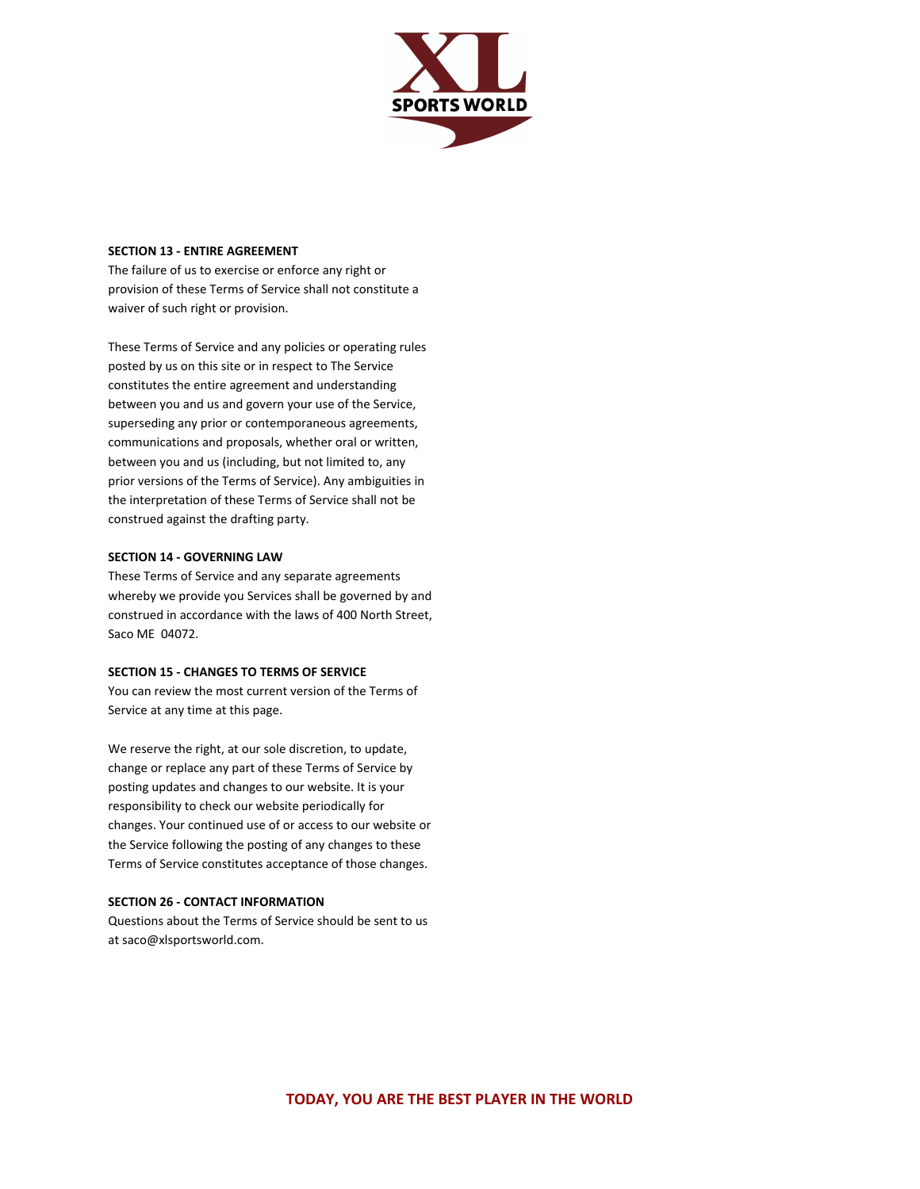**SECTION 13 - ENTIRE AGREEMENT**

The failure of us to exercise or enforce any right or provision of these Terms of Service shall not constitute a waiver of such right or provision.

These Terms of Service and any policies or operating rules posted by us on this site or in respect to The Service constitutes the entire agreement and understanding between you and us and govern your use of the Service, superseding any prior or contemporaneous agreements, communications and proposals, whether oral or written, between you and us (including, but not limited to, any prior versions of the Terms of Service). Any ambiguities in the interpretation of these Terms of Service shall not be construed against the drafting party.

**SECTION 14 - GOVERNING LAW**

These Terms of Service and any separate agreements whereby we provide you Services shall be governed by and construed in accordance with the laws of 400 North Street, Saco ME 04072.

**SECTION 15 - CHANGES TO TERMS OF SERVICE**

You can review the most current version of the Terms of Service at any time at this page.

We reserve the right, at our sole discretion, to update, change or replace any part of these Terms of Service by posting updates and changes to our website. It is your responsibility to check our website periodically for changes. Your continued use of or access to our website or the Service following the posting of any changes to these Terms of Service constitutes acceptance of those changes.

**SECTION 26 - CONTACT INFORMATION**

Questions about the Terms of Service should be sent to us at saco@xlsportsworld.com.